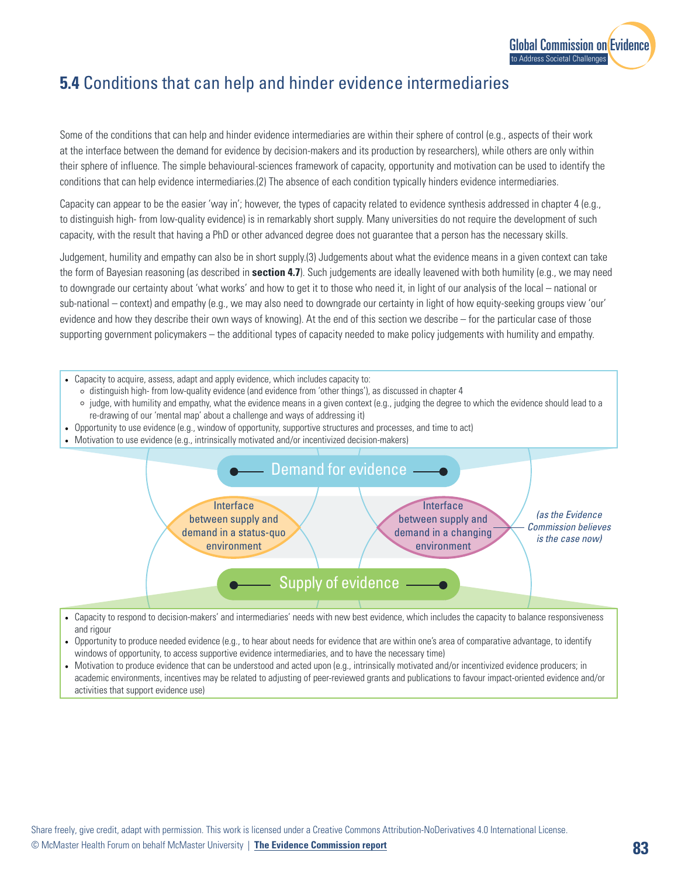## **5.4** Conditions that can help and hinder evidence intermediaries

Some of the conditions that can help and hinder evidence intermediaries are within their sphere of control (e.g., aspects of their work at the interface between the demand for evidence by decision-makers and its production by researchers), while others are only within their sphere of influence. The simple behavioural-sciences framework of capacity, opportunity and motivation can be used to identify the conditions that can help evidence intermediaries.(2) The absence of each condition typically hinders evidence intermediaries.

Capacity can appear to be the easier 'way in'; however, the types of capacity related to evidence synthesis addressed in chapter 4 (e.g., to distinguish high- from low-quality evidence) is in remarkably short supply. Many universities do not require the development of such capacity, with the result that having a PhD or other advanced degree does not guarantee that a person has the necessary skills.

Judgement, humility and empathy can also be in short supply.(3) Judgements about what the evidence means in a given context can take the form of Bayesian reasoning (as described in **section 4.7**). Such judgements are ideally leavened with both humility (e.g., we may need to downgrade our certainty about 'what works' and how to get it to those who need it, in light of our analysis of the local – national or sub-national – context) and empathy (e.g., we may also need to downgrade our certainty in light of how equity-seeking groups view 'our' evidence and how they describe their own ways of knowing). At the end of this section we describe – for the particular case of those supporting government policymakers – the additional types of capacity needed to make policy judgements with humility and empathy.

- Capacity to acquire, assess, adapt and apply evidence, which includes capacity to:
  - distinguish high- from low-quality evidence (and evidence from 'other things'), as discussed in chapter 4
  - judge, with humility and empathy, what the evidence means in a given context (e.g., judging the degree to which the evidence should lead to a re-drawing of our 'mental map' about a challenge and ways of addressing it)
- Opportunity to use evidence (e.g., window of opportunity, supportive structures and processes, and time to act)
- Motivation to use evidence (e.g., intrinsically motivated and/or incentivized decision-makers)

Demand for evidence

Interface between supply and demand in a status-quo environment

Interface between supply and demand in a changing environment

*(as the Evidence Commission believes is the case now)*

Supply of evidence

- Capacity to respond to decision-makers' and intermediaries' needs with new best evidence, which includes the capacity to balance responsiveness and rigour
- Opportunity to produce needed evidence (e.g., to hear about needs for evidence that are within one's area of comparative advantage, to identify windows of opportunity, to access supportive evidence intermediaries, and to have the necessary time)
- Motivation to produce evidence that can be understood and acted upon (e.g., intrinsically motivated and/or incentivized evidence producers; in academic environments, incentives may be related to adjusting of peer-reviewed grants and publications to favour impact-oriented evidence and/or activities that support evidence use)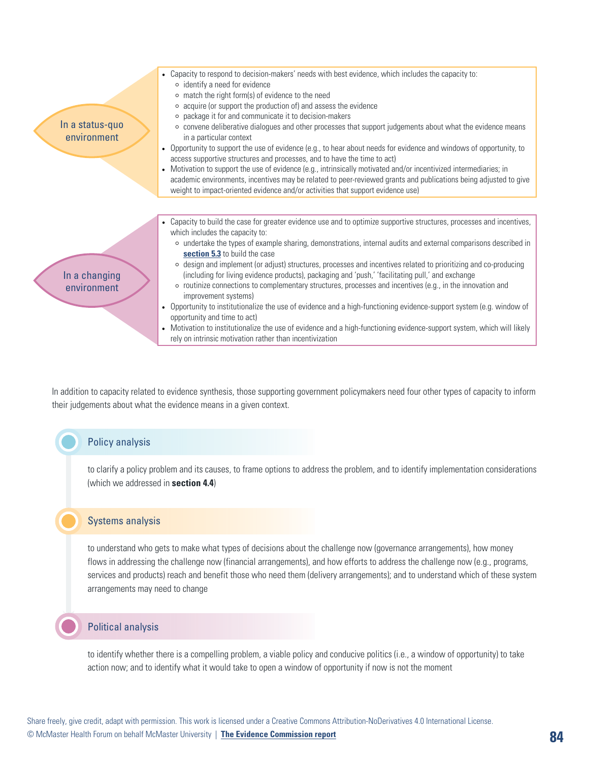**In a status-quo environment**

- Capacity to respond to decision-makers' needs with best evidence, which includes the capacity to:
  - identify a need for evidence
  - match the right form(s) of evidence to the need
  - acquire (or support the production of) and assess the evidence
  - package it for and communicate it to decision-makers
  - convene deliberative dialogues and other processes that support judgements about what the evidence means in a particular context
- Opportunity to support the use of evidence (e.g., to hear about needs for evidence and windows of opportunity, to access supportive structures and processes, and to have the time to act)
- Motivation to support the use of evidence (e.g., intrinsically motivated and/or incentivized intermediaries; in academic environments, incentives may be related to peer-reviewed grants and publications being adjusted to give weight to impact-oriented evidence and/or activities that support evidence use)

**In a changing environment**

- Capacity to build the case for greater evidence use and to optimize supportive structures, processes and incentives, which includes the capacity to:
  - undertake the types of example sharing, demonstrations, internal audits and external comparisons described in **section 5.3** to build the case
  - design and implement (or adjust) structures, processes and incentives related to prioritizing and co-producing (including for living evidence products), packaging and 'push,' 'facilitating pull,' and exchange
  - routinize connections to complementary structures, processes and incentives (e.g., in the innovation and improvement systems)
- Opportunity to institutionalize the use of evidence and a high-functioning evidence-support system (e.g. window of opportunity and time to act)
- Motivation to institutionalize the use of evidence and a high-functioning evidence-support system, which will likely rely on intrinsic motivation rather than incentivization

In addition to capacity related to evidence synthesis, those supporting government policymakers need four other types of capacity to inform their judgements about what the evidence means in a given context.

### Policy analysis

to clarify a policy problem and its causes, to frame options to address the problem, and to identify implementation considerations (which we addressed in **section 4.4**)

### Systems analysis

to understand who gets to make what types of decisions about the challenge now (governance arrangements), how money flows in addressing the challenge now (financial arrangements), and how efforts to address the challenge now (e.g., programs, services and products) reach and benefit those who need them (delivery arrangements); and to understand which of these system arrangements may need to change

### Political analysis

to identify whether there is a compelling problem, a viable policy and conducive politics (i.e., a window of opportunity) to take action now; and to identify what it would take to open a window of opportunity if now is not the moment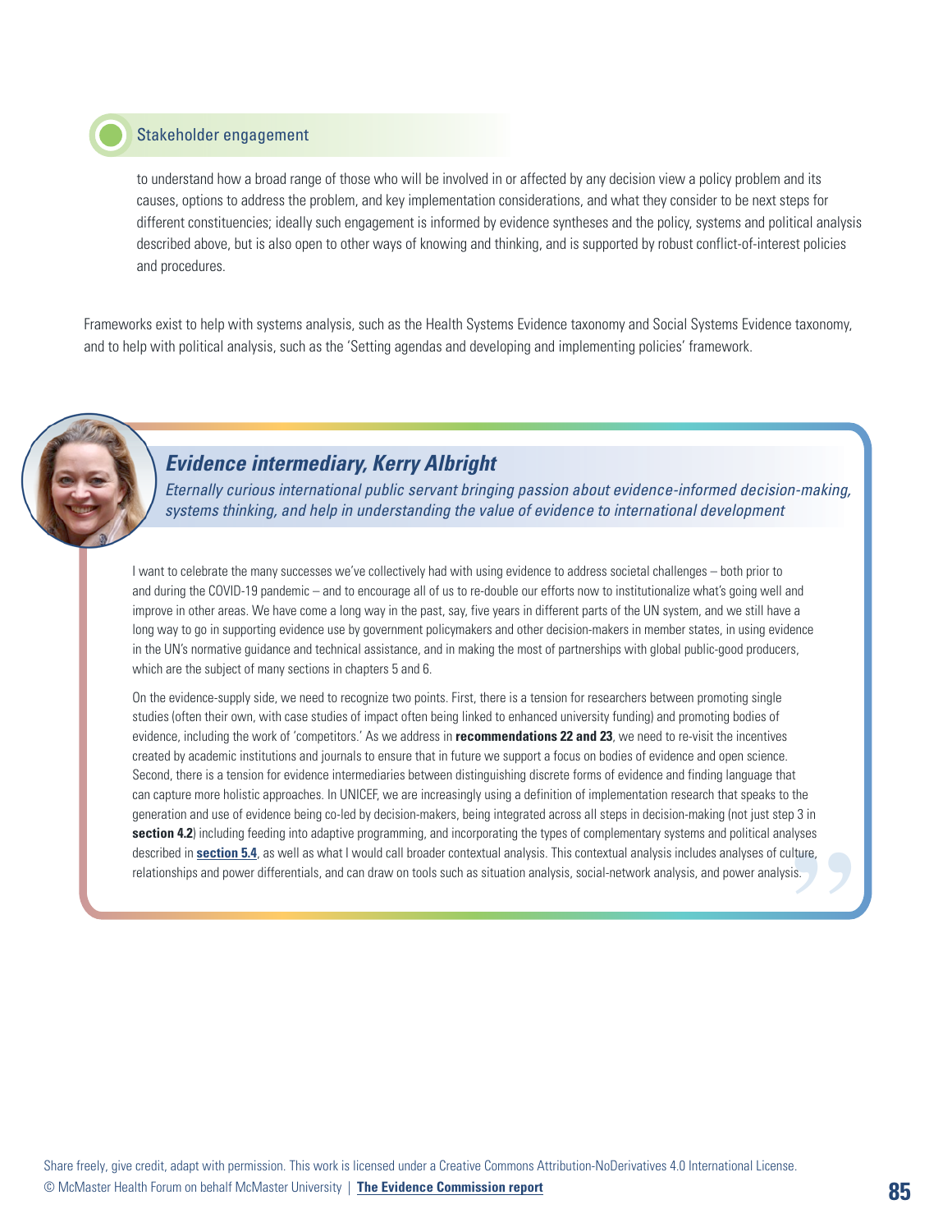### Stakeholder engagement

to understand how a broad range of those who will be involved in or affected by any decision view a policy problem and its causes, options to address the problem, and key implementation considerations, and what they consider to be next steps for different constituencies; ideally such engagement is informed by evidence syntheses and the policy, systems and political analysis described above, but is also open to other ways of knowing and thinking, and is supported by robust conflict-of-interest policies and procedures.

Frameworks exist to help with systems analysis, such as the Health Systems Evidence taxonomy and Social Systems Evidence taxonomy, and to help with political analysis, such as the 'Setting agendas and developing and implementing policies' framework.

### *Evidence intermediary, Kerry Albright*

*Eternally curious international public servant bringing passion about evidence-informed decision-making, systems thinking, and help in understanding the value of evidence to international development*

I want to celebrate the many successes we've collectively had with using evidence to address societal challenges – both prior to and during the COVID-19 pandemic – and to encourage all of us to re-double our efforts now to institutionalize what's going well and improve in other areas. We have come a long way in the past, say, five years in different parts of the UN system, and we still have a long way to go in supporting evidence use by government policymakers and other decision-makers in member states, in using evidence in the UN's normative guidance and technical assistance, and in making the most of partnerships with global public-good producers, which are the subject of many sections in chapters 5 and 6.

On the evidence-supply side, we need to recognize two points. First, there is a tension for researchers between promoting single studies (often their own, with case studies of impact often being linked to enhanced university funding) and promoting bodies of evidence, including the work of 'competitors.' As we address in **recommendations 22 and 23**, we need to re-visit the incentives created by academic institutions and journals to ensure that in future we support a focus on bodies of evidence and open science. Second, there is a tension for evidence intermediaries between distinguishing discrete forms of evidence and finding language that can capture more holistic approaches. In UNICEF, we are increasingly using a definition of implementation research that speaks to the generation and use of evidence being co-led by decision-makers, being integrated across all steps in decision-making (not just step 3 in **section 4.2**) including feeding into adaptive programming, and incorporating the types of complementary systems and political analyses described in **section 5.4**, as well as what I would call broader contextual analysis. This contextual analysis includes analyses of culture, relationships and power differentials, and can draw on tools such as situation analysis, social-network analysis, and power analysis.